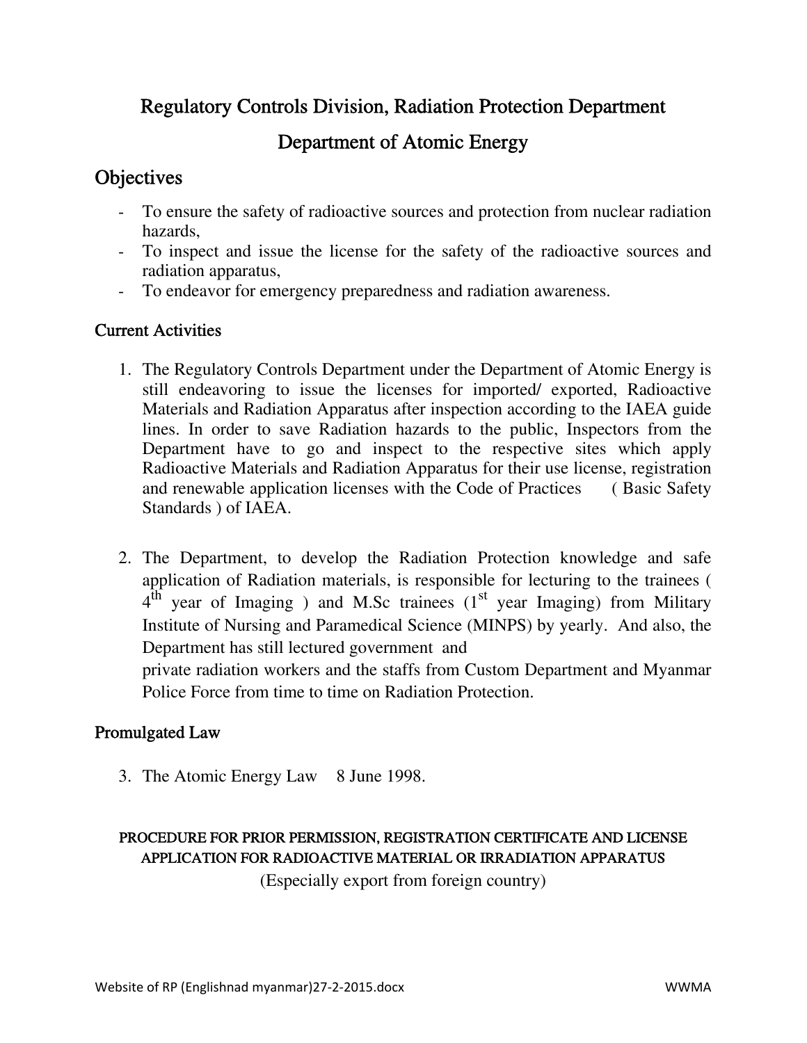# Regulatory Controls Division, Radiation Protection Department

# Department of Atomic Energy

## Objectives

- To ensure the safety of radioactive sources and protection from nuclear radiation hazards,
- To inspect and issue the license for the safety of the radioactive sources and radiation apparatus,
- To endeavor for emergency preparedness and radiation awareness.

### Current Activities

1. The Regulatory Controls Department under the Department of Atomic Energy is still endeavoring to issue the licenses for imported/ exported, Radioactive Materials and Radiation Apparatus after inspection according to the IAEA guide lines. In order to save Radiation hazards to the public, Inspectors from the Department have to go and inspect to the respective sites which apply Radioactive Materials and Radiation Apparatus for their use license, registration and renewable application licenses with the Code of Practices ( Basic Safety Standards ) of IAEA.

2. The Department, to develop the Radiation Protection knowledge and safe application of Radiation materials, is responsible for lecturing to the trainees ( 4th year of Imaging ) and M.Sc trainees (1st year Imaging) from Military Institute of Nursing and Paramedical Science (MINPS) by yearly. And also, the Department has still lectured government and
private radiation workers and the staffs from Custom Department and Myanmar Police Force from time to time on Radiation Protection.

### Promulgated Law

3. The Atomic Energy Law 8 June 1998.

#### PROCEDURE FOR PRIOR PERMISSION, REGISTRATION CERTIFICATE AND LICENSE APPLICATION FOR RADIOACTIVE MATERIAL OR IRRADIATION APPARATUS

(Especially export from foreign country)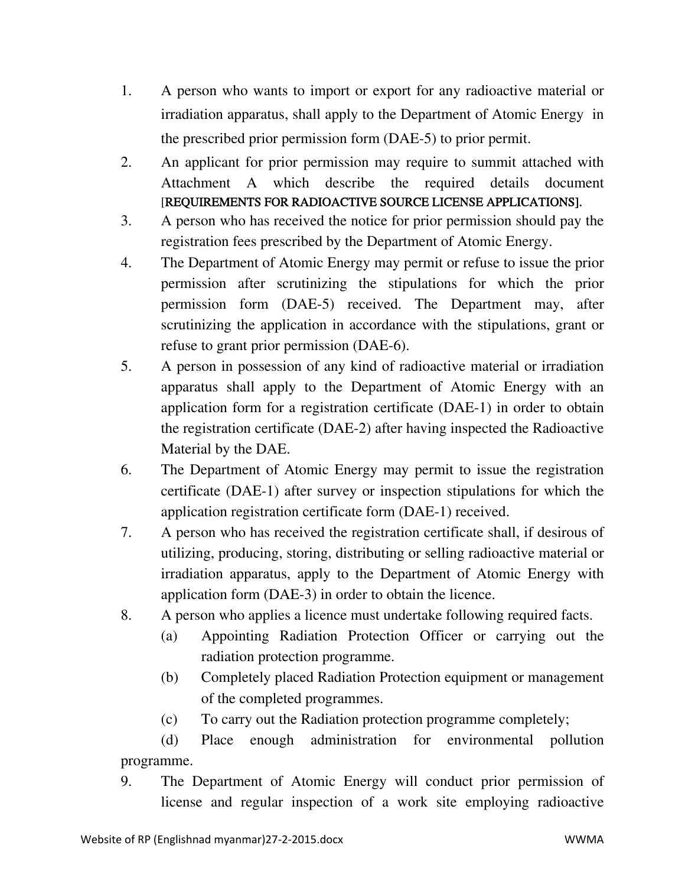1. A person who wants to import or export for any radioactive material or irradiation apparatus, shall apply to the Department of Atomic Energy in the prescribed prior permission form (DAE-5) to prior permit.
2. An applicant for prior permission may require to summit attached with Attachment A which describe the required details document [REQUIREMENTS FOR RADIOACTIVE SOURCE LICENSE APPLICATIONS].
3. A person who has received the notice for prior permission should pay the registration fees prescribed by the Department of Atomic Energy.
4. The Department of Atomic Energy may permit or refuse to issue the prior permission after scrutinizing the stipulations for which the prior permission form (DAE-5) received. The Department may, after scrutinizing the application in accordance with the stipulations, grant or refuse to grant prior permission (DAE-6).
5. A person in possession of any kind of radioactive material or irradiation apparatus shall apply to the Department of Atomic Energy with an application form for a registration certificate (DAE-1) in order to obtain the registration certificate (DAE-2) after having inspected the Radioactive Material by the DAE.
6. The Department of Atomic Energy may permit to issue the registration certificate (DAE-1) after survey or inspection stipulations for which the application registration certificate form (DAE-1) received.
7. A person who has received the registration certificate shall, if desirous of utilizing, producing, storing, distributing or selling radioactive material or irradiation apparatus, apply to the Department of Atomic Energy with application form (DAE-3) in order to obtain the licence.
8. A person who applies a licence must undertake following required facts.
   (a) Appointing Radiation Protection Officer or carrying out the radiation protection programme.
   (b) Completely placed Radiation Protection equipment or management of the completed programmes.
   (c) To carry out the Radiation protection programme completely;
   (d) Place enough administration for environmental pollution programme.
9. The Department of Atomic Energy will conduct prior permission of license and regular inspection of a work site employing radioactive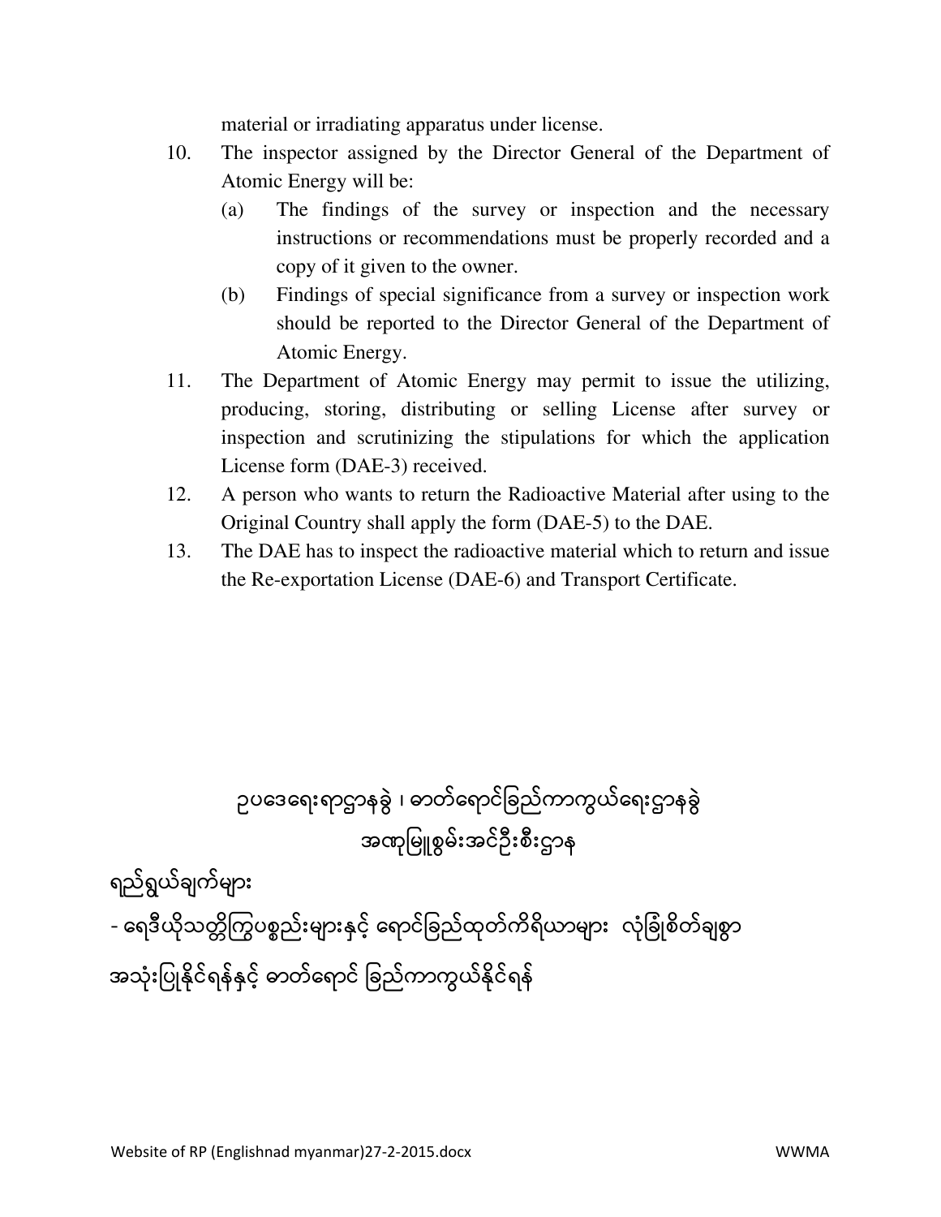material or irradiating apparatus under license.

10. The inspector assigned by the Director General of the Department of Atomic Energy will be:
    (a) The findings of the survey or inspection and the necessary instructions or recommendations must be properly recorded and a copy of it given to the owner.
    (b) Findings of special significance from a survey or inspection work should be reported to the Director General of the Department of Atomic Energy.
11. The Department of Atomic Energy may permit to issue the utilizing, producing, storing, distributing or selling License after survey or inspection and scrutinizing the stipulations for which the application License form (DAE-3) received.
12. A person who wants to return the Radioactive Material after using to the Original Country shall apply the form (DAE-5) to the DAE.
13. The DAE has to inspect the radioactive material which to return and issue the Re-exportation License (DAE-6) and Transport Certificate.

## ဥပဒေရေးရာဌာနခွဲ ၊ဓာတ်ရောင်ခြည်ကာကွယ်ရေးဌာနခွဲ
## အဏုမြူစွမ်းအင်ဦးစီးဌာန

ရည်ရွယ်ချက်များ

- ရေဒီယိုသတ္တိကြွပစ္စည်းများနှင့် ရောင်ခြည်ထုတ်ကိရိယာများ လုံခြုံစိတ်ချစွာ အသုံးပြုနိုင်ရန်နှင့် ဓာတ်ရောင် ခြည်ကာကွယ်နိုင်ရန်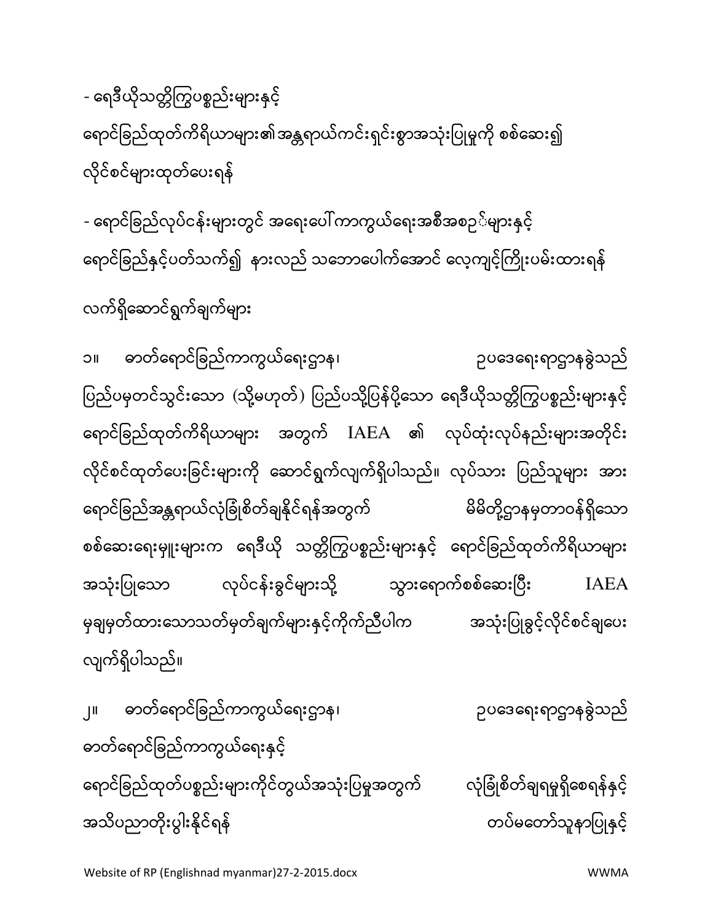- ရေဒီယိုသတ္တိကြွပစ္စည်းများနှင့် ရောင်ခြည်ထုတ်ကိရိယာများ၏အန္တရာယ်ကင်းရှင်းစွာအသုံးပြုမှုကို စစ်ဆေး၍ လိုင်စင်များထုတ်ပေးရန်

- ရောင်ခြည်လုပ်ငန်းများတွင် အရေးပေါ်ကာကွယ်ရေးအစီအစဉ်များနှင့် ရောင်ခြည်နှင့်ပတ်သက်၍ နားလည် သဘောပေါက်အောင် လေ့ကျင့်ကြိုးပမ်းထားရန်

လက်ရှိဆောင်ရွက်ချက်များ

၁။ ဓာတ်ရောင်ခြည်ကာကွယ်ရေးဌာန၊ ဥပဒေရေးရာဌာနခွဲသည် ပြည်ပမှတင်သွင်းသော (သို့မဟုတ်) ပြည်ပသို့ပြန်ပို့သော ရေဒီယိုသတ္တိကြွပစ္စည်းများနှင့် ရောင်ခြည်ထုတ်ကိရိယာများ အတွက် IAEA ၏ လုပ်ထုံးလုပ်နည်းများအတိုင်း လိုင်စင်ထုတ်ပေးခြင်းများကို ဆောင်ရွက်လျက်ရှိပါသည်။ လုပ်သား ပြည်သူများ အား ရောင်ခြည်အန္တရာယ်လုံခြုံစိတ်ချနိုင်ရန်အတွက် မိမိတို့ဌာနမှတာဝန်ရှိသော စစ်ဆေးရေးမှူးများက ရေဒီယို သတ္တိကြွပစ္စည်းများနှင့် ရောင်ခြည်ထုတ်ကိရိယာများ အသုံးပြုသော လုပ်ငန်းခွင်များသို့ သွားရောက်စစ်ဆေးပြီး IAEA မှချမှတ်ထားသောသတ်မှတ်ချက်များနှင့်ကိုက်ညီပါက အသုံးပြုခွင့်လိုင်စင်ချပေး လျက်ရှိပါသည်။

၂။ ဓာတ်ရောင်ခြည်ကာကွယ်ရေးဌာန၊ ဥပဒေရေးရာဌာနခွဲသည် ဓာတ်ရောင်ခြည်ကာကွယ်ရေးနှင့် ရောင်ခြည်ထုတ်ပစ္စည်းများကိုင်တွယ်အသုံးပြုမှုအတွက် လုံခြုံစိတ်ချရမှုရှိစေရန်နှင့် အသိပညာတိုးပွါးနိုင်ရန် တပ်မတော်သူနာပြုနှင့်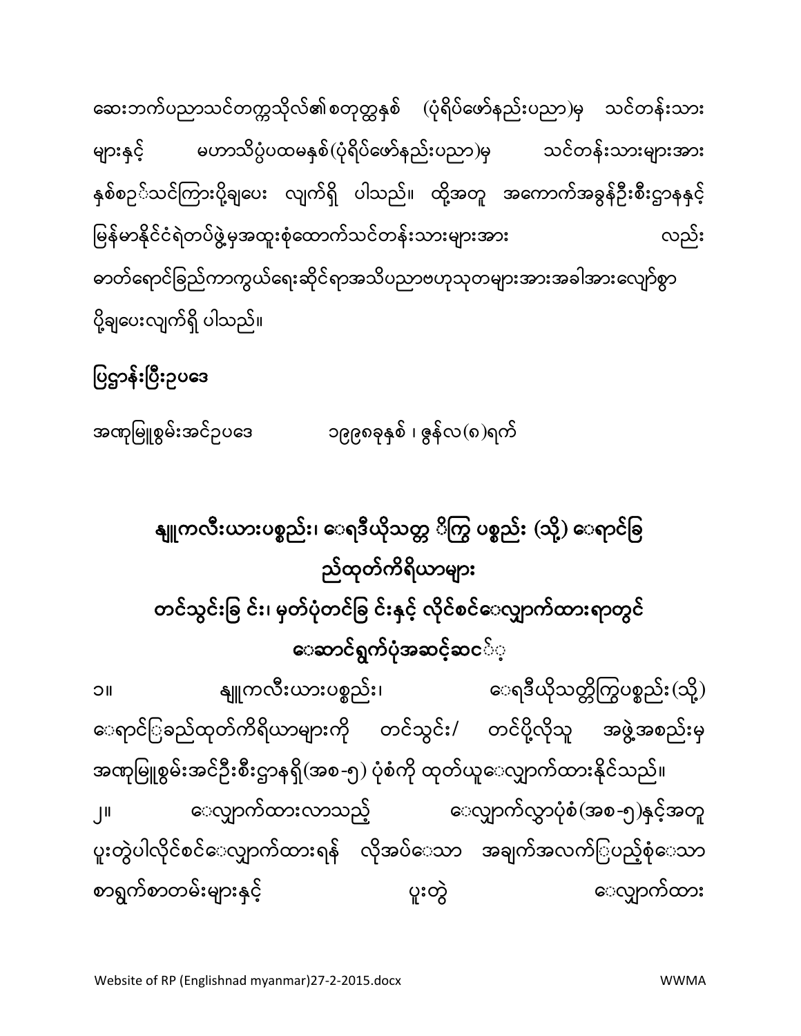ဆေးဘက်ပညာသင်တက္ကသိုလ်၏စတုတ္ထနှစ် (ပုံရိပ်ဖော်နည်းပညာ)မှ သင်တန်းသားများနှင့် မဟာသိပ္ပံပထမနှစ်(ပုံရိပ်ဖော်နည်းပညာ)မှ သင်တန်းသားများအား နှစ်စဉ်သင်ကြားပို့ချပေး လျက်ရှိ ပါသည်။ ထို့အတူ အကောက်အခွန်ဦးစီးဌာနနှင့် မြန်မာနိုင်ငံရဲတပ်ဖွဲ့မှအထူးစုံထောက်သင်တန်းသားများအား လည်း ဓာတ်ရောင်ခြည်ကာကွယ်ရေးဆိုင်ရာအသိပညာဗဟုသုတများအားအခါအားလျော်စွာ ပို့ချပေးလျက်ရှိ ပါသည်။

**ပြဌာန်းပြီးဥပဒေ**

အဏုမြူစွမ်းအင်ဥပဒေ ၁၉၉၈ခုနှစ် ၊ ဇွန်လ(၈)ရက်

## နျူကလီးယားပစ္စည်း၊ ရေဒီယိုသတ္တိကြွ ပစ္စည်း (သို့) ရောင်ခြည်ထုတ်ကိရိယာများ တင်သွင်းခြင်း၊ မှတ်ပုံတင်ခြင်းနှင့် လိုင်စင်လျှောက်ထားရာတွင် ဆောင်ရွက်ပုံအဆင့်ဆင့်

၁။ နျူကလီးယားပစ္စည်း၊ ရေဒီယိုသတ္တိကြွပစ္စည်း(သို့) ရောင်ခြည်ထုတ်ကိရိယာများကို တင်သွင်း/ တင်ပို့လိုသူ အဖွဲ့အစည်းမှ အဏုမြူစွမ်းအင်ဦးစီးဌာနရှိ(အစ-၅) ပုံစံကို ထုတ်ယူလျှောက်ထားနိုင်သည်။

၂။ လျှောက်ထားလာသည့် လျှောက်လွှာပုံစံ(အစ-၅)နှင့်အတူ ပူးတွဲပါလိုင်စင်လျှောက်ထားရန် လိုအပ်သော အချက်အလက်ပြည့်စုံသော စာရွက်စာတမ်းများနှင့် ပူးတွဲ လျှောက်ထား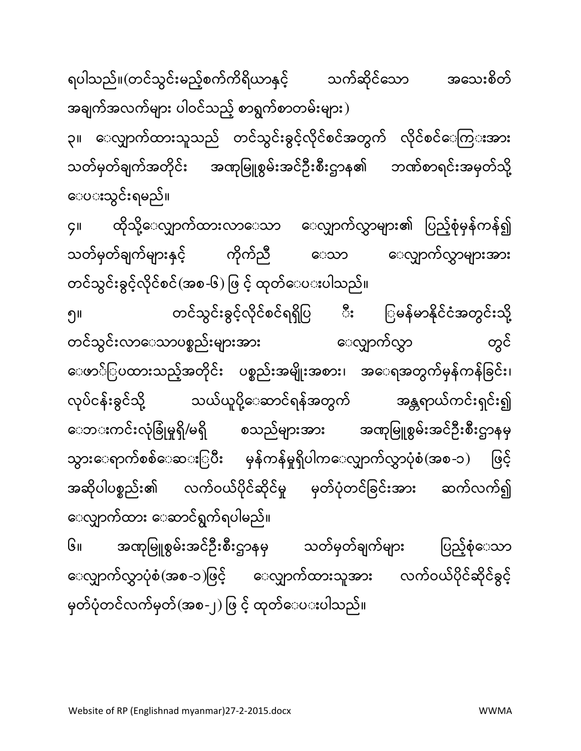ရပါသည်။(တင်သွင်းမည့်စက်ကိရိယာနှင့် သက်ဆိုင်သော အသေးစိတ် အချက်အလက်များ ပါဝင်သည့် စာရွက်စာတမ်းများ)

၃။ လျှောက်ထားသူသည် တင်သွင်းခွင့်လိုင်စင်အတွက် လိုင်စင်ကြေးအား သတ်မှတ်ချက်အတိုင်း အဏုမြူစွမ်းအင်ဦးစီးဌာန၏ ဘဏ်စာရင်းအမှတ်သို့ ပေးသွင်းရမည်။

၄။ ထိုသို့လျှောက်ထားလာသော လျှောက်လွှာများ၏ ပြည့်စုံမှန်ကန်၍ သတ်မှတ်ချက်များနှင့် ကိုက်ညီ သော လျှောက်လွှာများအား တင်သွင်းခွင့်လိုင်စင်(အစ-၆) ဖြင့် ထုတ်ပေးပါသည်။

၅။ တင်သွင်းခွင့်လိုင်စင်ရရှိပြီး မြန်မာနိုင်ငံအတွင်းသို့ တင်သွင်းလာသောပစ္စည်းများအား လျှောက်လွှာ တွင် ဖော်ပြထားသည့်အတိုင်း ပစ္စည်းအမျိုးအစား၊ အရေအတွက်မှန်ကန်ခြင်း၊ လုပ်ငန်းခွင်သို့ သယ်ယူပို့ဆောင်ရန်အတွက် အန္တရာယ်ကင်းရှင်း၍ ဘေးကင်းလုံခြုံမှုရှိ/မရှိ စသည်များအား အဏုမြူစွမ်းအင်ဦးစီးဌာနမှ သွားရောက်စစ်ဆေးပြီး မှန်ကန်မှုရှိပါကလျှောက်လွှာပုံစံ(အစ-၁) ဖြင့် အဆိုပါပစ္စည်း၏ လက်ဝယ်ပိုင်ဆိုင်မှု မှတ်ပုံတင်ခြင်းအား ဆက်လက်၍ လျှောက်ထား ဆောင်ရွက်ရပါမည်။

၆။ အဏုမြူစွမ်းအင်ဦးစီးဌာနမှ သတ်မှတ်ချက်များ ပြည့်စုံသော လျှောက်လွှာပုံစံ(အစ-၁)ဖြင့် လျှောက်ထားသူအား လက်ဝယ်ပိုင်ဆိုင်ခွင့် မှတ်ပုံတင်လက်မှတ်(အစ-၂) ဖြင့် ထုတ်ပေးပါသည်။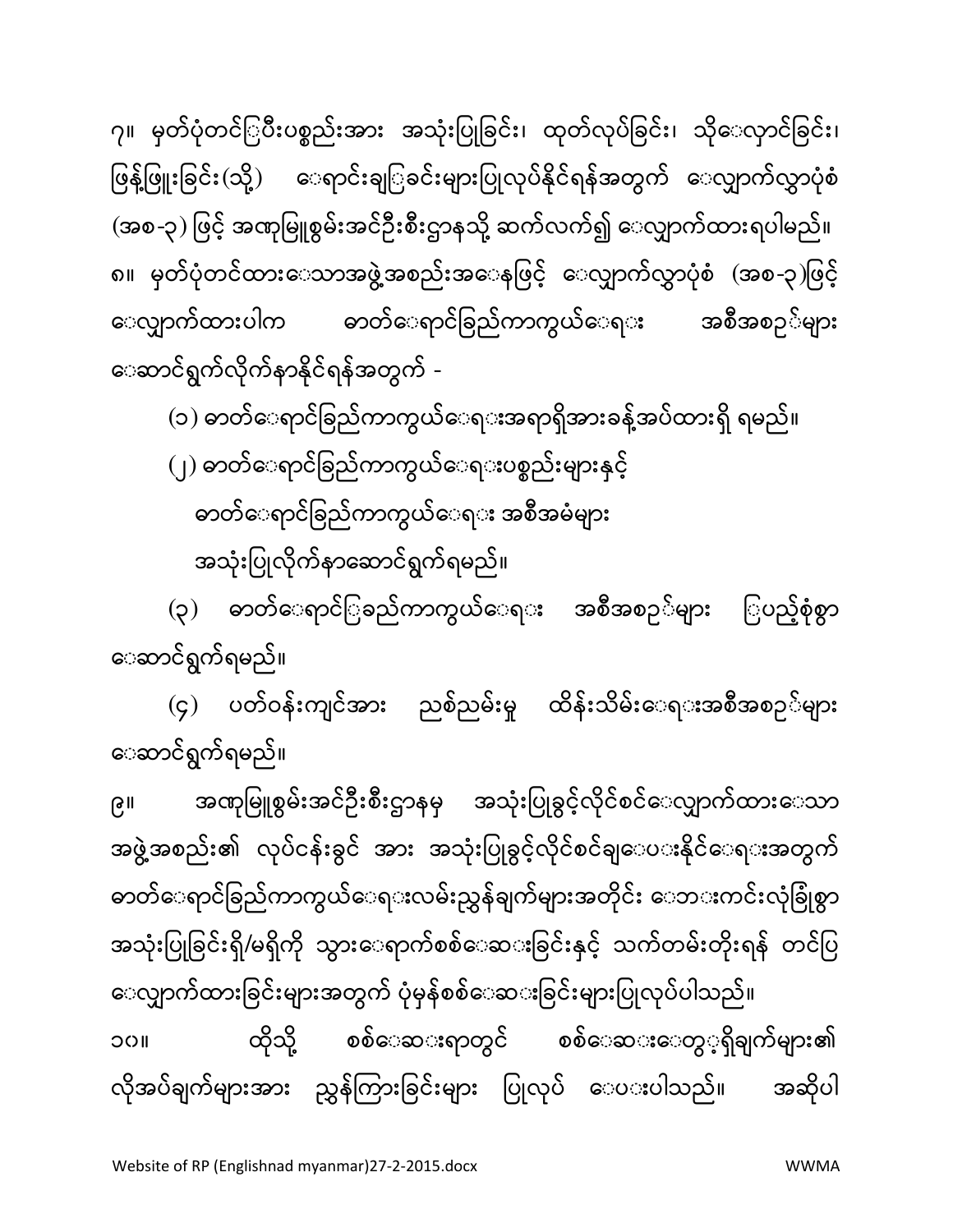၇။ မှတ်ပုံတင်ပြီးပစ္စည်းအား အသုံးပြုခြင်း၊ ထုတ်လုပ်ခြင်း၊ သိုလှောင်ခြင်း၊ ဖြန့်ဖြူးခြင်း(သို့) ရောင်းချခြင်းများပြုလုပ်နိုင်ရန်အတွက် လျှောက်လွှာပုံစံ (အစ-၃) ဖြင့် အဏုမြူစွမ်းအင်ဦးစီးဌာနသို့ ဆက်လက်၍ လျှောက်ထားရပါမည်။

၈။ မှတ်ပုံတင်ထားသောအဖွဲ့အစည်းအနေဖြင့် လျှောက်လွှာပုံစံ (အစ-၃)ဖြင့် လျှောက်ထားပါက ဓာတ်ရောင်ခြည်ကာကွယ်ရေး အစီအစဉ်များ ဆောင်ရွက်လိုက်နာနိုင်ရန်အတွက် -

(၁) ဓာတ်ရောင်ခြည်ကာကွယ်ရေးအရာရှိအားခန့်အပ်ထားရှိ ရမည်။

(၂) ဓာတ်ရောင်ခြည်ကာကွယ်ရေးပစ္စည်းများနှင့် ဓာတ်ရောင်ခြည်ကာကွယ်ရေး အစီအမံများ အသုံးပြုလိုက်နာဆောင်ရွက်ရမည်။

(၃) ဓာတ်ရောင်ခြည်ကာကွယ်ရေး အစီအစဉ်များ ပြည့်စုံစွာ ဆောင်ရွက်ရမည်။

(၄) ပတ်ဝန်းကျင်အား ညစ်ညမ်းမှု ထိန်းသိမ်းရေးအစီအစဉ်များ ဆောင်ရွက်ရမည်။

၉။ အဏုမြူစွမ်းအင်ဦးစီးဌာနမှ အသုံးပြုခွင့်လိုင်စင်လျှောက်ထားသော အဖွဲ့အစည်း၏ လုပ်ငန်းခွင် အား အသုံးပြုခွင့်လိုင်စင်ချပေးနိုင်ရေးအတွက် ဓာတ်ရောင်ခြည်ကာကွယ်ရေးလမ်းညွှန်ချက်များအတိုင်း ဘေးကင်းလုံခြုံစွာ အသုံးပြုခြင်းရှိ/မရှိကို သွားရောက်စစ်ဆေးခြင်းနှင့် သက်တမ်းတိုးရန် တင်ပြလျှောက်ထားခြင်းများအတွက် ပုံမှန်စစ်ဆေးခြင်းများပြုလုပ်ပါသည်။

၁၀။ ထိုသို့ စစ်ဆေးရာတွင် စစ်ဆေးတွေ့ရှိချက်များ၏ လိုအပ်ချက်များအား ညွှန်ကြားခြင်းများ ပြုလုပ် ပေးပါသည်။ အဆိုပါ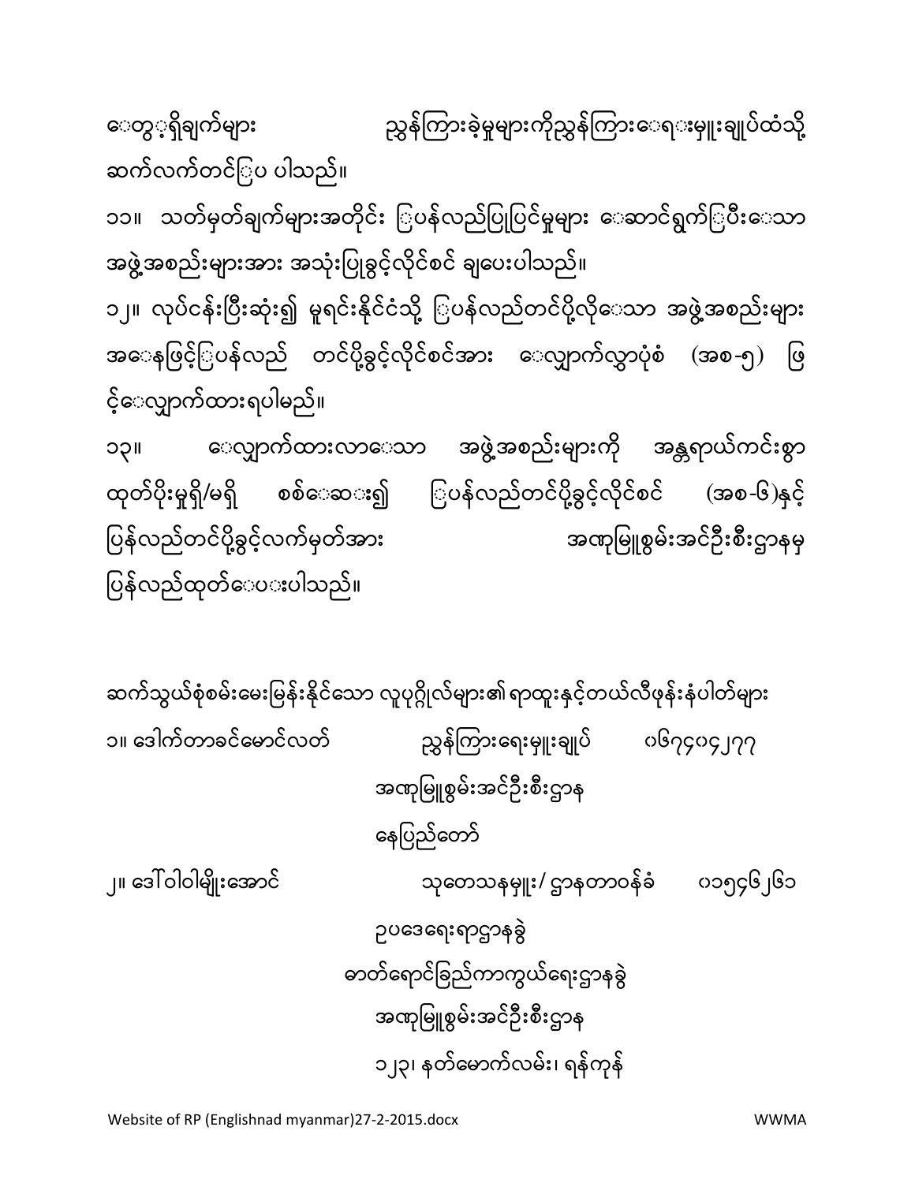တွေ့ရှိချက်များ ညွှန်ကြားခဲ့မှုများကိုညွှန်ကြားရေးမှူးချုပ်ထံသို့ ဆက်လက်တင်ပြ ပါသည်။

၁၁။ သတ်မှတ်ချက်များအတိုင်း ပြန်လည်ပြုပြင်မှုများ ဆောင်ရွက်ပြီးသော အဖွဲ့အစည်းများအား အသုံးပြုခွင့်လိုင်စင် ချပေးပါသည်။

၁၂။ လုပ်ငန်းပြီးဆုံး၍ မူရင်းနိုင်ငံသို့ ပြန်လည်တင်ပို့လိုသော အဖွဲ့အစည်းများ အနေဖြင့်ပြန်လည် တင်ပို့ခွင့်လိုင်စင်အား လျှောက်လွှာပုံစံ (အစ-၅) ဖြင့်လျှောက်ထားရပါမည်။

၁၃။ လျှောက်ထားလာသော အဖွဲ့အစည်းများကို အန္တရာယ်ကင်းစွာ ထုတ်ပိုးမှုရှိ/မရှိ စစ်ဆေး၍ ပြန်လည်တင်ပို့ခွင့်လိုင်စင် (အစ-၆)နှင့် ပြန်လည်တင်ပို့ခွင့်လက်မှတ်အား အဏုမြူစွမ်းအင်ဦးစီးဌာနမှ ပြန်လည်ထုတ်ပေးပါသည်။

ဆက်သွယ်စုံစမ်းမေးမြန်းနိုင်သော လူပုဂ္ဂိုလ်များ၏ ရာထူးနှင့်တယ်လီဖုန်းနံပါတ်များ

၁။ ဒေါက်တာခင်မောင်လတ် ညွှန်ကြားရေးမှူးချုပ် ၀၆၇၄၀၄၂၇၇
အဏုမြူစွမ်းအင်ဦးစီးဌာန
နေပြည်တော်

၂။ ဒေါ်ဝါဝါမျိုးအောင် သုတေသနမှူး/ ဌာနတာဝန်ခံ ၀၁၅၄၆၂၆၁
ဥပဒေရေးရာဌာနခွဲ
ဓာတ်ရောင်ခြည်ကာကွယ်ရေးဌာနခွဲ
အဏုမြူစွမ်းအင်ဦးစီးဌာန
၁၂၃၊ နတ်မောက်လမ်း၊ ရန်ကုန်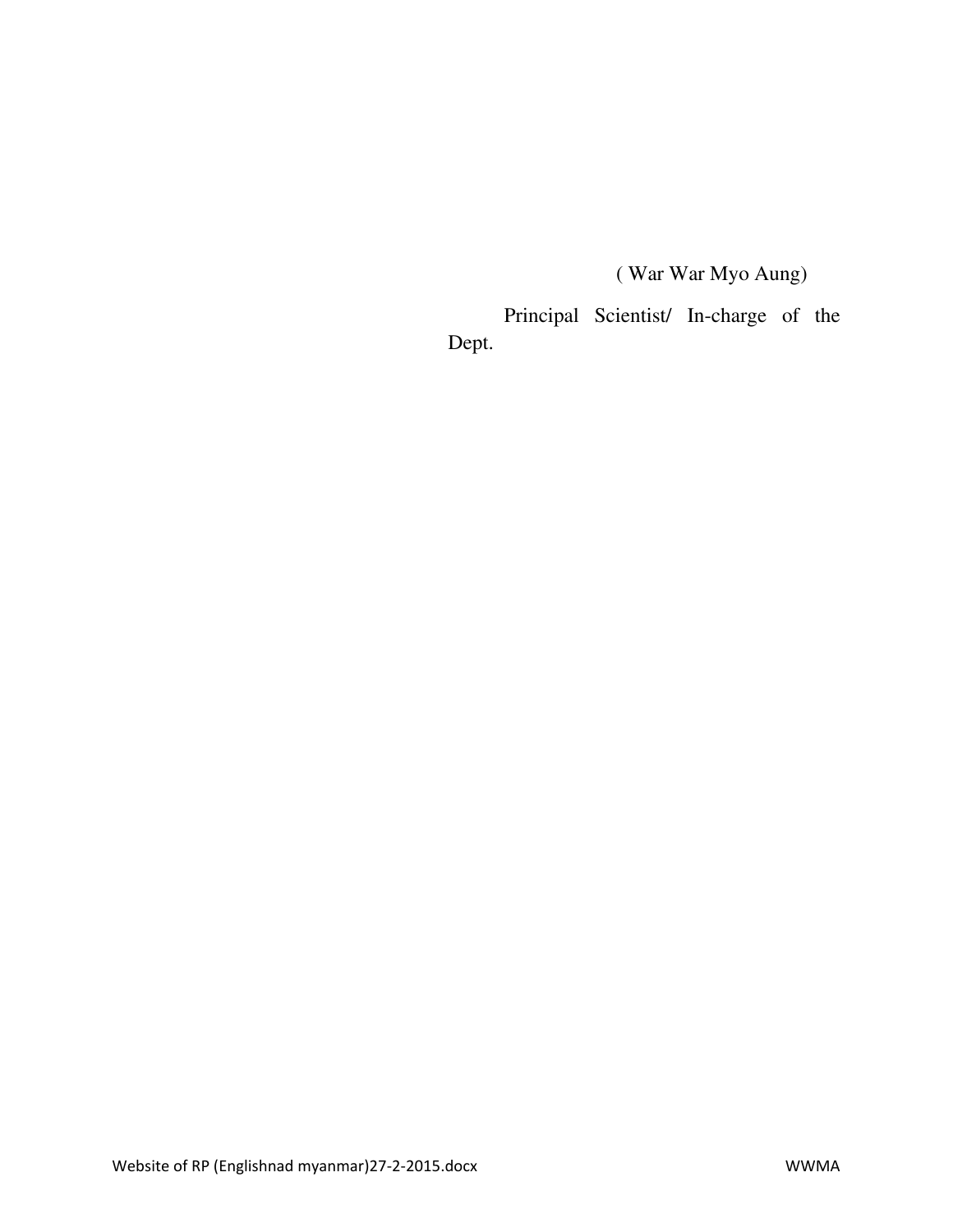( War War Myo Aung)

Principal Scientist/ In-charge of the Dept.